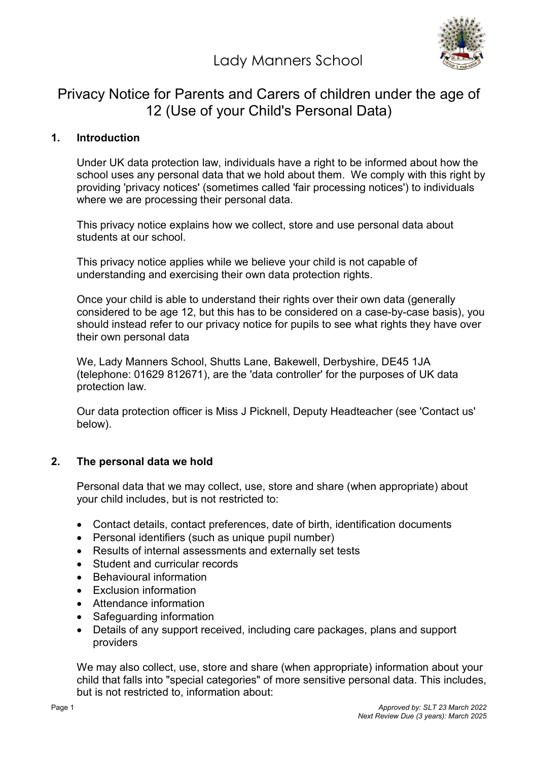# Lady Manners School

## Privacy Notice for Parents and Carers of children under the age of 12 (Use of your Child's Personal Data)

### 1. Introduction

Under UK data protection law, individuals have a right to be informed about how the school uses any personal data that we hold about them. We comply with this right by providing 'privacy notices' (sometimes called 'fair processing notices') to individuals where we are processing their personal data.

This privacy notice explains how we collect, store and use personal data about students at our school.

This privacy notice applies while we believe your child is not capable of understanding and exercising their own data protection rights.

Once your child is able to understand their rights over their own data (generally considered to be age 12, but this has to be considered on a case-by-case basis), you should instead refer to our privacy notice for pupils to see what rights they have over their own personal data

We, Lady Manners School, Shutts Lane, Bakewell, Derbyshire, DE45 1JA (telephone: 01629 812671), are the 'data controller' for the purposes of UK data protection law.

Our data protection officer is Miss J Picknell, Deputy Headteacher (see 'Contact us' below).

### 2. The personal data we hold

Personal data that we may collect, use, store and share (when appropriate) about your child includes, but is not restricted to:

- Contact details, contact preferences, date of birth, identification documents
- Personal identifiers (such as unique pupil number)
- Results of internal assessments and externally set tests
- Student and curricular records
- Behavioural information
- Exclusion information
- Attendance information
- Safeguarding information
- Details of any support received, including care packages, plans and support providers

We may also collect, use, store and share (when appropriate) information about your child that falls into "special categories" of more sensitive personal data. This includes, but is not restricted to, information about:

*Approved by: SLT 23 March 2022*
*Next Review Due (3 years): March 2025*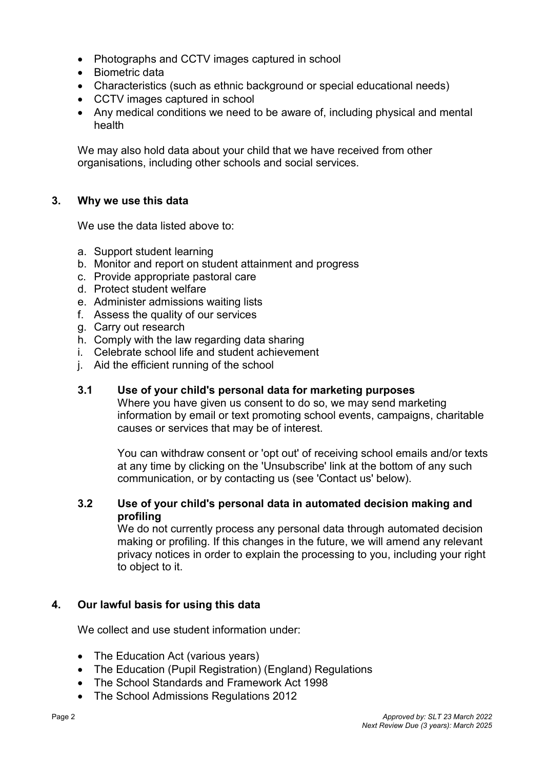- Photographs and CCTV images captured in school
- Biometric data
- Characteristics (such as ethnic background or special educational needs)
- CCTV images captured in school
- Any medical conditions we need to be aware of, including physical and mental health

We may also hold data about your child that we have received from other organisations, including other schools and social services.

## 3. Why we use this data

We use the data listed above to:

a. Support student learning
b. Monitor and report on student attainment and progress
c. Provide appropriate pastoral care
d. Protect student welfare
e. Administer admissions waiting lists
f. Assess the quality of our services
g. Carry out research
h. Comply with the law regarding data sharing
i. Celebrate school life and student achievement
j. Aid the efficient running of the school

### 3.1 Use of your child's personal data for marketing purposes

Where you have given us consent to do so, we may send marketing information by email or text promoting school events, campaigns, charitable causes or services that may be of interest.

You can withdraw consent or 'opt out' of receiving school emails and/or texts at any time by clicking on the 'Unsubscribe' link at the bottom of any such communication, or by contacting us (see 'Contact us' below).

### 3.2 Use of your child's personal data in automated decision making and profiling

We do not currently process any personal data through automated decision making or profiling. If this changes in the future, we will amend any relevant privacy notices in order to explain the processing to you, including your right to object to it.

## 4. Our lawful basis for using this data

We collect and use student information under:

- The Education Act (various years)
- The Education (Pupil Registration) (England) Regulations
- The School Standards and Framework Act 1998
- The School Admissions Regulations 2012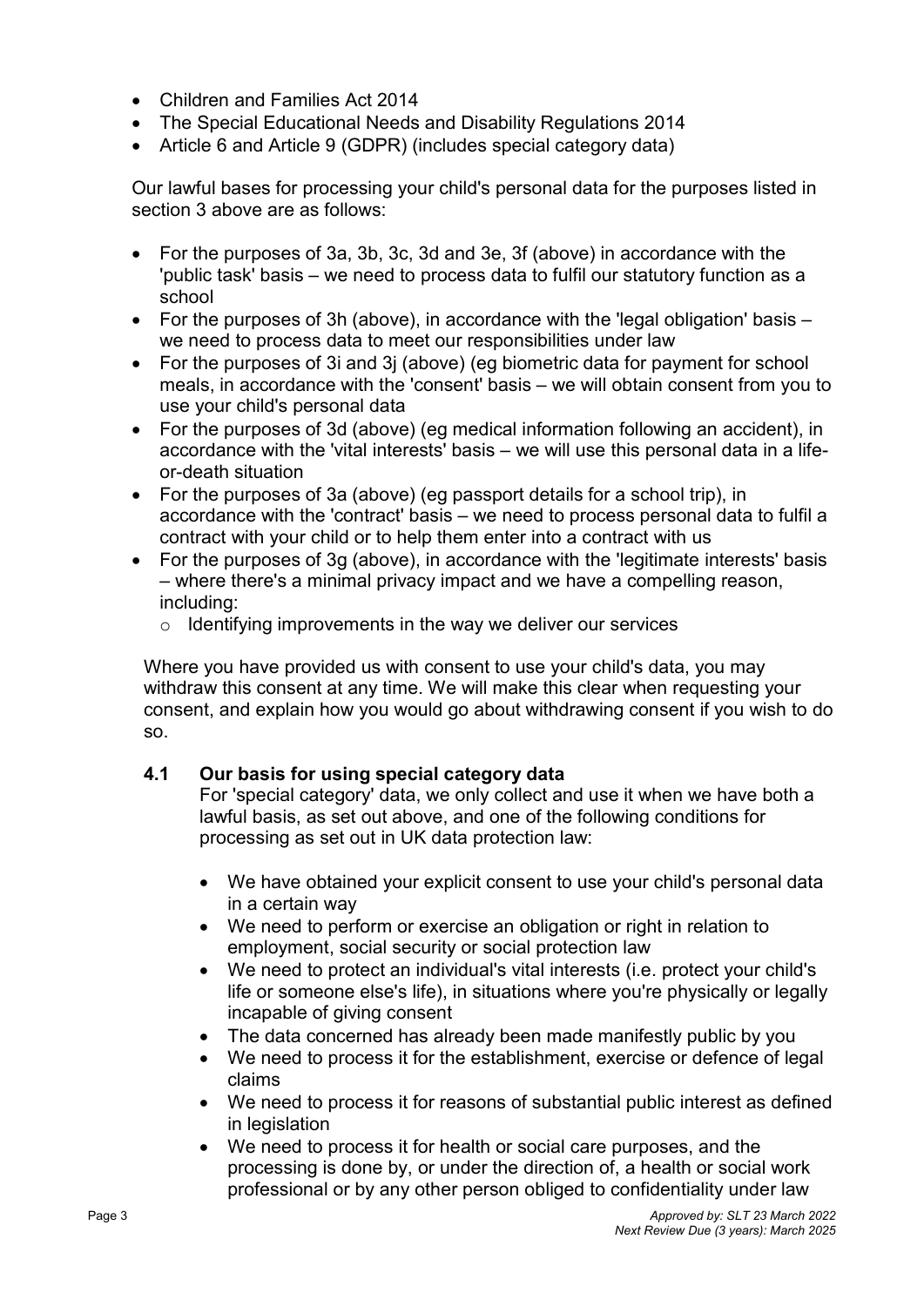- Children and Families Act 2014
- The Special Educational Needs and Disability Regulations 2014
- Article 6 and Article 9 (GDPR) (includes special category data)

Our lawful bases for processing your child's personal data for the purposes listed in section 3 above are as follows:

- For the purposes of 3a, 3b, 3c, 3d and 3e, 3f (above) in accordance with the 'public task' basis – we need to process data to fulfil our statutory function as a school
- For the purposes of 3h (above), in accordance with the 'legal obligation' basis – we need to process data to meet our responsibilities under law
- For the purposes of 3i and 3j (above) (eg biometric data for payment for school meals, in accordance with the 'consent' basis – we will obtain consent from you to use your child's personal data
- For the purposes of 3d (above) (eg medical information following an accident), in accordance with the 'vital interests' basis – we will use this personal data in a life-or-death situation
- For the purposes of 3a (above) (eg passport details for a school trip), in accordance with the 'contract' basis – we need to process personal data to fulfil a contract with your child or to help them enter into a contract with us
- For the purposes of 3g (above), in accordance with the 'legitimate interests' basis – where there's a minimal privacy impact and we have a compelling reason, including:
  - Identifying improvements in the way we deliver our services

Where you have provided us with consent to use your child's data, you may withdraw this consent at any time. We will make this clear when requesting your consent, and explain how you would go about withdrawing consent if you wish to do so.

### 4.1 Our basis for using special category data

For 'special category' data, we only collect and use it when we have both a lawful basis, as set out above, and one of the following conditions for processing as set out in UK data protection law:

- We have obtained your explicit consent to use your child's personal data in a certain way
- We need to perform or exercise an obligation or right in relation to employment, social security or social protection law
- We need to protect an individual's vital interests (i.e. protect your child's life or someone else's life), in situations where you're physically or legally incapable of giving consent
- The data concerned has already been made manifestly public by you
- We need to process it for the establishment, exercise or defence of legal claims
- We need to process it for reasons of substantial public interest as defined in legislation
- We need to process it for health or social care purposes, and the processing is done by, or under the direction of, a health or social work professional or by any other person obliged to confidentiality under law

*Approved by: SLT 23 March 2022*
*Next Review Due (3 years): March 2025*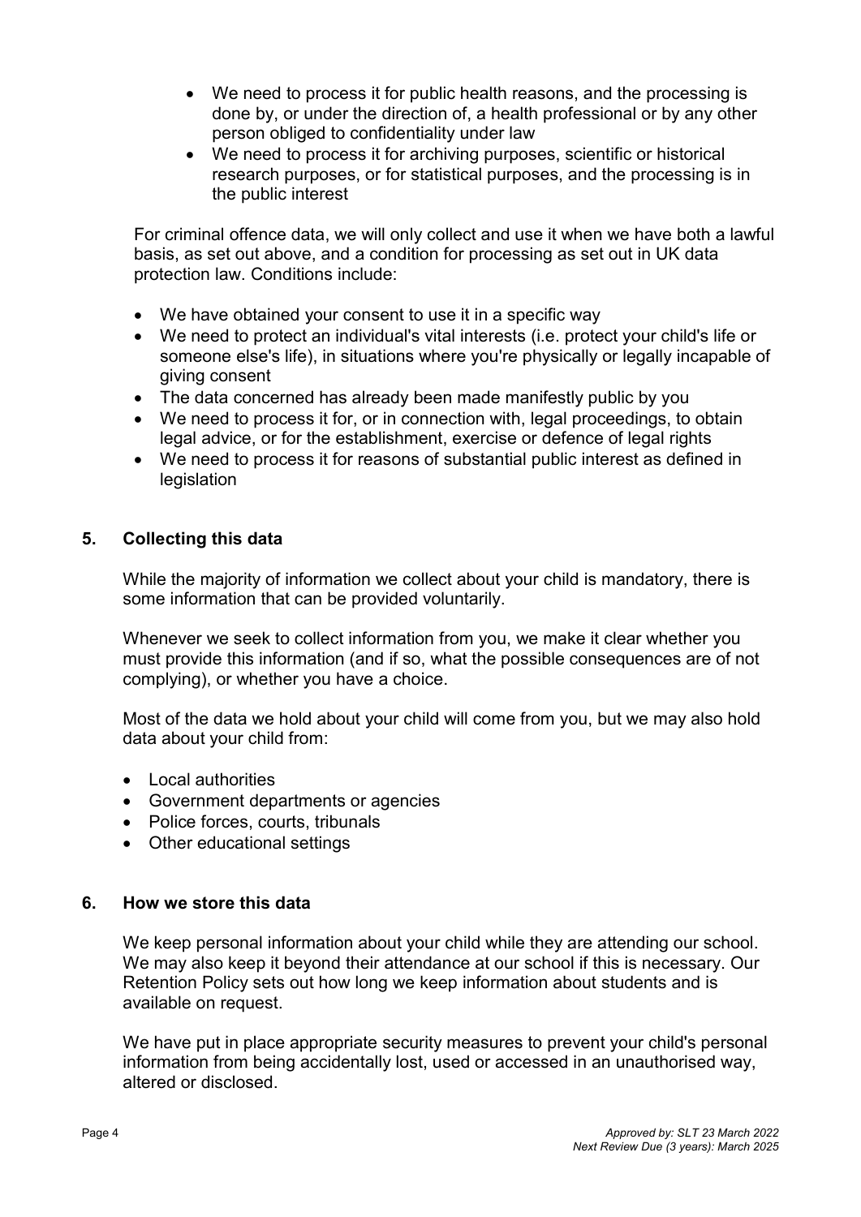- We need to process it for public health reasons, and the processing is done by, or under the direction of, a health professional or by any other person obliged to confidentiality under law
- We need to process it for archiving purposes, scientific or historical research purposes, or for statistical purposes, and the processing is in the public interest

For criminal offence data, we will only collect and use it when we have both a lawful basis, as set out above, and a condition for processing as set out in UK data protection law. Conditions include:

- We have obtained your consent to use it in a specific way
- We need to protect an individual's vital interests (i.e. protect your child's life or someone else's life), in situations where you're physically or legally incapable of giving consent
- The data concerned has already been made manifestly public by you
- We need to process it for, or in connection with, legal proceedings, to obtain legal advice, or for the establishment, exercise or defence of legal rights
- We need to process it for reasons of substantial public interest as defined in legislation

## 5. Collecting this data

While the majority of information we collect about your child is mandatory, there is some information that can be provided voluntarily.

Whenever we seek to collect information from you, we make it clear whether you must provide this information (and if so, what the possible consequences are of not complying), or whether you have a choice.

Most of the data we hold about your child will come from you, but we may also hold data about your child from:

- Local authorities
- Government departments or agencies
- Police forces, courts, tribunals
- Other educational settings

## 6. How we store this data

We keep personal information about your child while they are attending our school. We may also keep it beyond their attendance at our school if this is necessary. Our Retention Policy sets out how long we keep information about students and is available on request.

We have put in place appropriate security measures to prevent your child's personal information from being accidentally lost, used or accessed in an unauthorised way, altered or disclosed.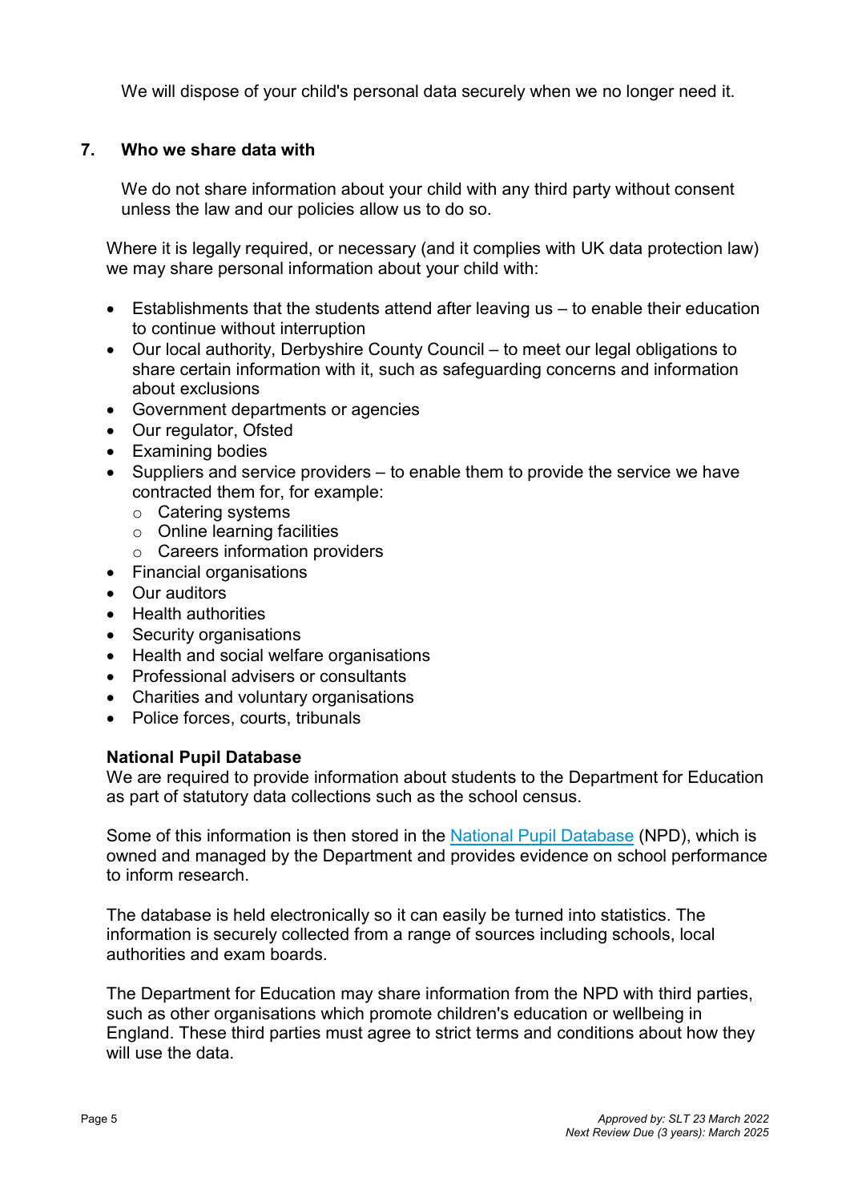We will dispose of your child's personal data securely when we no longer need it.

## 7. Who we share data with

We do not share information about your child with any third party without consent unless the law and our policies allow us to do so.

Where it is legally required, or necessary (and it complies with UK data protection law) we may share personal information about your child with:

- Establishments that the students attend after leaving us – to enable their education to continue without interruption
- Our local authority, Derbyshire County Council – to meet our legal obligations to share certain information with it, such as safeguarding concerns and information about exclusions
- Government departments or agencies
- Our regulator, Ofsted
- Examining bodies
- Suppliers and service providers – to enable them to provide the service we have contracted them for, for example:
  - Catering systems
  - Online learning facilities
  - Careers information providers
- Financial organisations
- Our auditors
- Health authorities
- Security organisations
- Health and social welfare organisations
- Professional advisers or consultants
- Charities and voluntary organisations
- Police forces, courts, tribunals

**National Pupil Database**

We are required to provide information about students to the Department for Education as part of statutory data collections such as the school census.

Some of this information is then stored in the National Pupil Database (NPD), which is owned and managed by the Department and provides evidence on school performance to inform research.

The database is held electronically so it can easily be turned into statistics. The information is securely collected from a range of sources including schools, local authorities and exam boards.

The Department for Education may share information from the NPD with third parties, such as other organisations which promote children's education or wellbeing in England. These third parties must agree to strict terms and conditions about how they will use the data.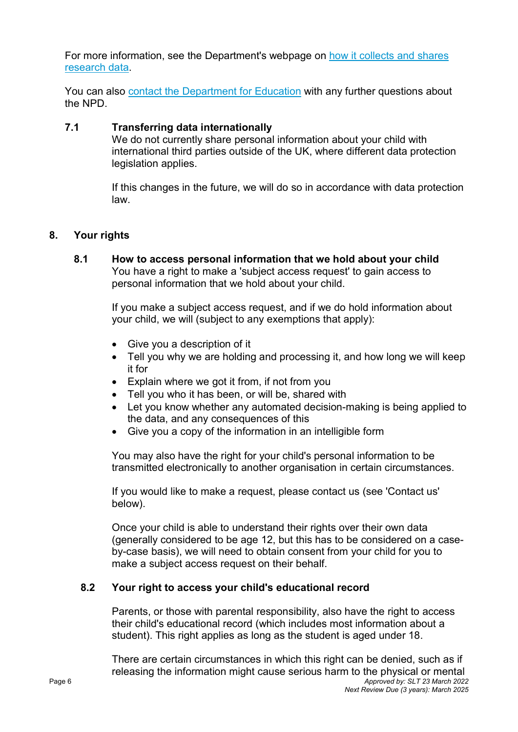For more information, see the Department's webpage on [how it collects and shares research data](#).

You can also [contact the Department for Education](#) with any further questions about the NPD.

### 7.1 Transferring data internationally

We do not currently share personal information about your child with international third parties outside of the UK, where different data protection legislation applies.

If this changes in the future, we will do so in accordance with data protection law.

## 8. Your rights

### 8.1 How to access personal information that we hold about your child

You have a right to make a 'subject access request' to gain access to personal information that we hold about your child.

If you make a subject access request, and if we do hold information about your child, we will (subject to any exemptions that apply):

- Give you a description of it
- Tell you why we are holding and processing it, and how long we will keep it for
- Explain where we got it from, if not from you
- Tell you who it has been, or will be, shared with
- Let you know whether any automated decision-making is being applied to the data, and any consequences of this
- Give you a copy of the information in an intelligible form

You may also have the right for your child's personal information to be transmitted electronically to another organisation in certain circumstances.

If you would like to make a request, please contact us (see 'Contact us' below).

Once your child is able to understand their rights over their own data (generally considered to be age 12, but this has to be considered on a case-by-case basis), we will need to obtain consent from your child for you to make a subject access request on their behalf.

### 8.2 Your right to access your child's educational record

Parents, or those with parental responsibility, also have the right to access their child's educational record (which includes most information about a student). This right applies as long as the student is aged under 18.

There are certain circumstances in which this right can be denied, such as if releasing the information might cause serious harm to the physical or mental

*Approved by: SLT 23 March 2022*
*Next Review Due (3 years): March 2025*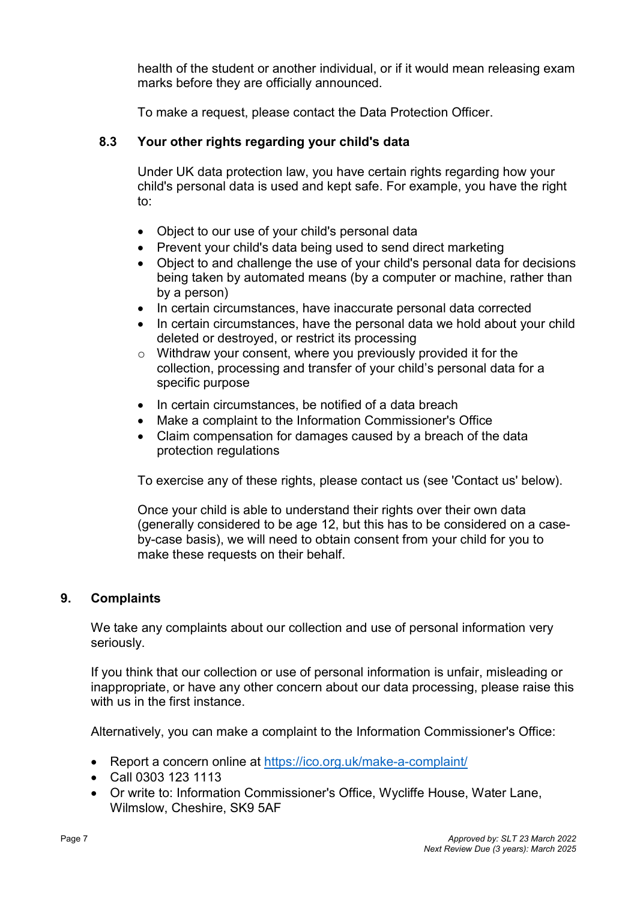health of the student or another individual, or if it would mean releasing exam marks before they are officially announced.

To make a request, please contact the Data Protection Officer.

### 8.3 Your other rights regarding your child's data

Under UK data protection law, you have certain rights regarding how your child's personal data is used and kept safe. For example, you have the right to:

- Object to our use of your child's personal data
- Prevent your child's data being used to send direct marketing
- Object to and challenge the use of your child's personal data for decisions being taken by automated means (by a computer or machine, rather than by a person)
- In certain circumstances, have inaccurate personal data corrected
- In certain circumstances, have the personal data we hold about your child deleted or destroyed, or restrict its processing
  - Withdraw your consent, where you previously provided it for the collection, processing and transfer of your child's personal data for a specific purpose
- In certain circumstances, be notified of a data breach
- Make a complaint to the Information Commissioner's Office
- Claim compensation for damages caused by a breach of the data protection regulations

To exercise any of these rights, please contact us (see 'Contact us' below).

Once your child is able to understand their rights over their own data (generally considered to be age 12, but this has to be considered on a case-by-case basis), we will need to obtain consent from your child for you to make these requests on their behalf.

## 9. Complaints

We take any complaints about our collection and use of personal information very seriously.

If you think that our collection or use of personal information is unfair, misleading or inappropriate, or have any other concern about our data processing, please raise this with us in the first instance.

Alternatively, you can make a complaint to the Information Commissioner's Office:

- Report a concern online at https://ico.org.uk/make-a-complaint/
- Call 0303 123 1113
- Or write to: Information Commissioner's Office, Wycliffe House, Water Lane, Wilmslow, Cheshire, SK9 5AF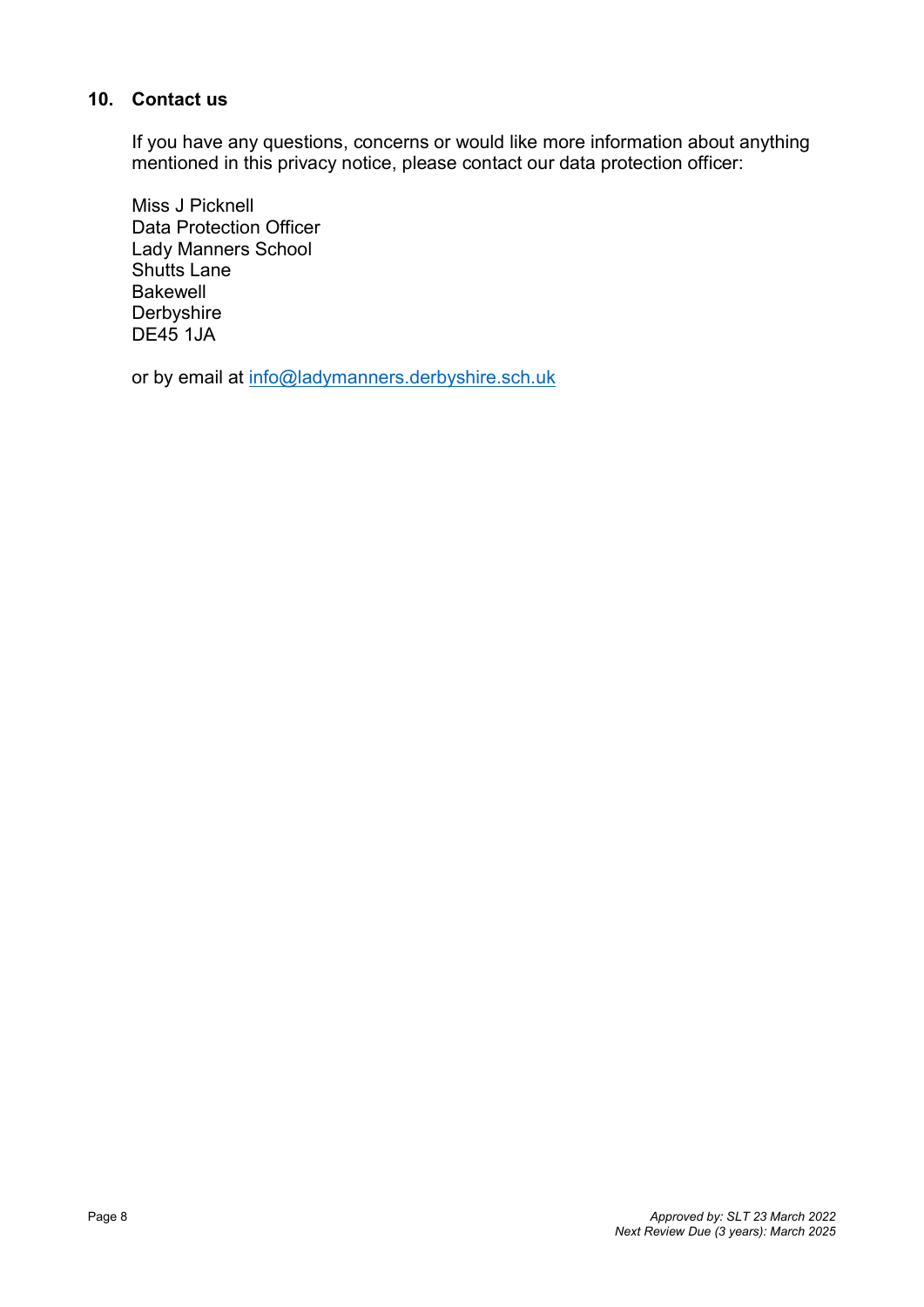## 10. Contact us

If you have any questions, concerns or would like more information about anything mentioned in this privacy notice, please contact our data protection officer:

Miss J Picknell
Data Protection Officer
Lady Manners School
Shutts Lane
Bakewell
Derbyshire
DE45 1JA

or by email at info@ladymanners.derbyshire.sch.uk

*Approved by: SLT 23 March 2022*
*Next Review Due (3 years): March 2025*